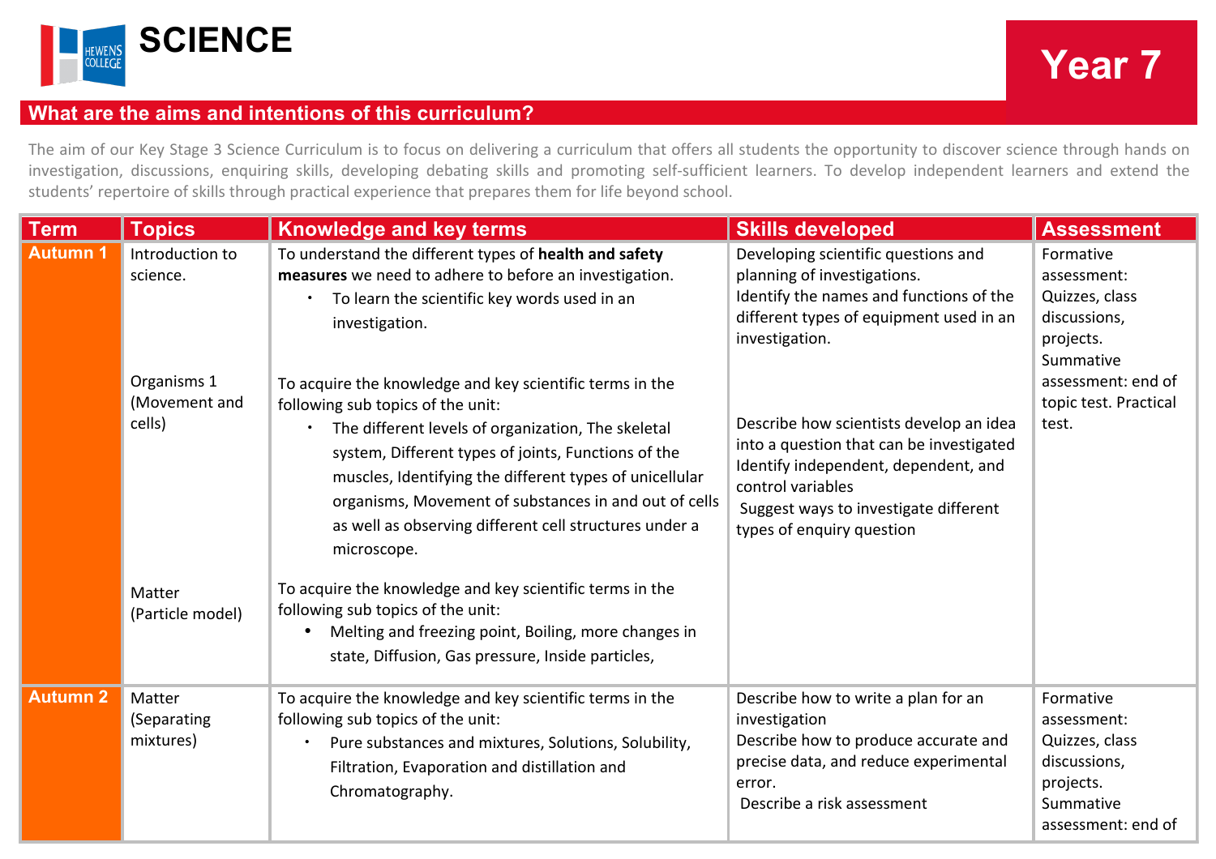# SCIENCE

## Year 7

### What are the aims and intentions of this curriculum?

The aim of our Key Stage 3 Science Curriculum is to focus on delivering a curriculum that offers all students the opportunity to discover science through hands on investigation, discussions, enquiring skills, developing debating skills and promoting self-sufficient learners. To develop independent learners and extend the students' repertoire of skills through practical experience that prepares them for life beyond school.

| Term | Topics | Knowledge and key terms | Skills developed | Assessment |
|---|---|---|---|---|
| Autumn 1 | Introduction to science. | To understand the different types of **health and safety measures** we need to adhere to before an investigation.<br>• To learn the scientific key words used in an investigation. | Developing scientific questions and planning of investigations.<br>Identify the names and functions of the different types of equipment used in an investigation. | Formative assessment: Quizzes, class discussions, projects.<br>Summative assessment: end of topic test. Practical test. |
| | Organisms 1 (Movement and cells) | To acquire the knowledge and key scientific terms in the following sub topics of the unit:<br>• The different levels of organization, The skeletal system, Different types of joints, Functions of the muscles, Identifying the different types of unicellular organisms, Movement of substances in and out of cells as well as observing different cell structures under a microscope. | Describe how scientists develop an idea into a question that can be investigated<br>Identify independent, dependent, and control variables<br>Suggest ways to investigate different types of enquiry question | |
| | Matter (Particle model) | To acquire the knowledge and key scientific terms in the following sub topics of the unit:<br>• Melting and freezing point, Boiling, more changes in state, Diffusion, Gas pressure, Inside particles, | | |
| Autumn 2 | Matter (Separating mixtures) | To acquire the knowledge and key scientific terms in the following sub topics of the unit:<br>• Pure substances and mixtures, Solutions, Solubility, Filtration, Evaporation and distillation and Chromatography. | Describe how to write a plan for an investigation<br>Describe how to produce accurate and precise data, and reduce experimental error.<br>Describe a risk assessment | Formative assessment: Quizzes, class discussions, projects.<br>Summative assessment: end of |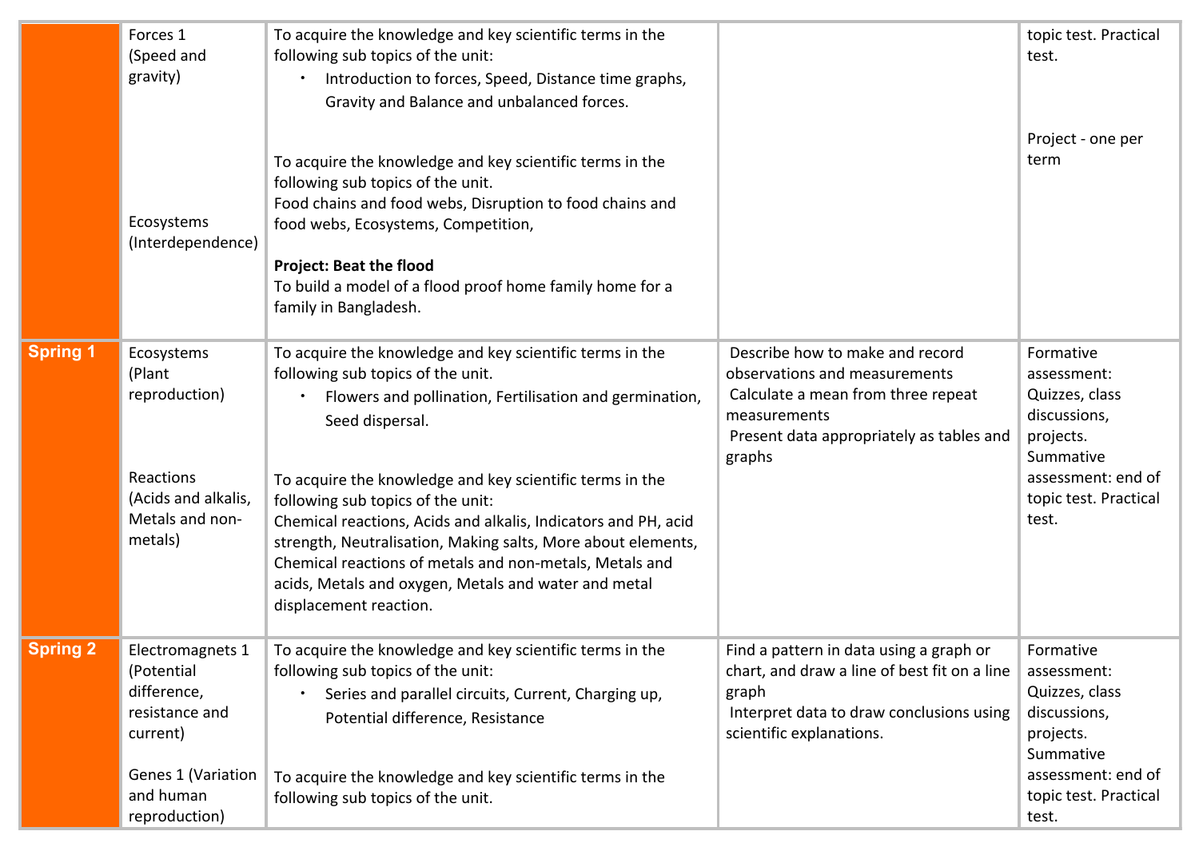| | | | | |
|---|---|---|---|---|
| | Forces 1 (Speed and gravity)<br><br>Ecosystems (Interdependence) | To acquire the knowledge and key scientific terms in the following sub topics of the unit:<br>• Introduction to forces, Speed, Distance time graphs, Gravity and Balance and unbalanced forces.<br><br>To acquire the knowledge and key scientific terms in the following sub topics of the unit.<br>Food chains and food webs, Disruption to food chains and food webs, Ecosystems, Competition,<br><br>**Project: Beat the flood**<br>To build a model of a flood proof home family home for a family in Bangladesh. | | topic test. Practical test.<br><br>Project - one per term |
| **Spring 1** | Ecosystems (Plant reproduction)<br><br>Reactions (Acids and alkalis, Metals and non-metals) | To acquire the knowledge and key scientific terms in the following sub topics of the unit.<br>• Flowers and pollination, Fertilisation and germination, Seed dispersal.<br><br>To acquire the knowledge and key scientific terms in the following sub topics of the unit:<br>Chemical reactions, Acids and alkalis, Indicators and PH, acid strength, Neutralisation, Making salts, More about elements, Chemical reactions of metals and non-metals, Metals and acids, Metals and oxygen, Metals and water and metal displacement reaction. | Describe how to make and record observations and measurements<br>Calculate a mean from three repeat measurements<br>Present data appropriately as tables and graphs | Formative assessment: Quizzes, class discussions, projects.<br>Summative assessment: end of topic test. Practical test. |
| **Spring 2** | Electromagnets 1 (Potential difference, resistance and current)<br><br>Genes 1 (Variation and human reproduction) | To acquire the knowledge and key scientific terms in the following sub topics of the unit:<br>• Series and parallel circuits, Current, Charging up, Potential difference, Resistance<br><br>To acquire the knowledge and key scientific terms in the following sub topics of the unit. | Find a pattern in data using a graph or chart, and draw a line of best fit on a line graph<br>Interpret data to draw conclusions using scientific explanations. | Formative assessment: Quizzes, class discussions, projects.<br>Summative assessment: end of topic test. Practical test. |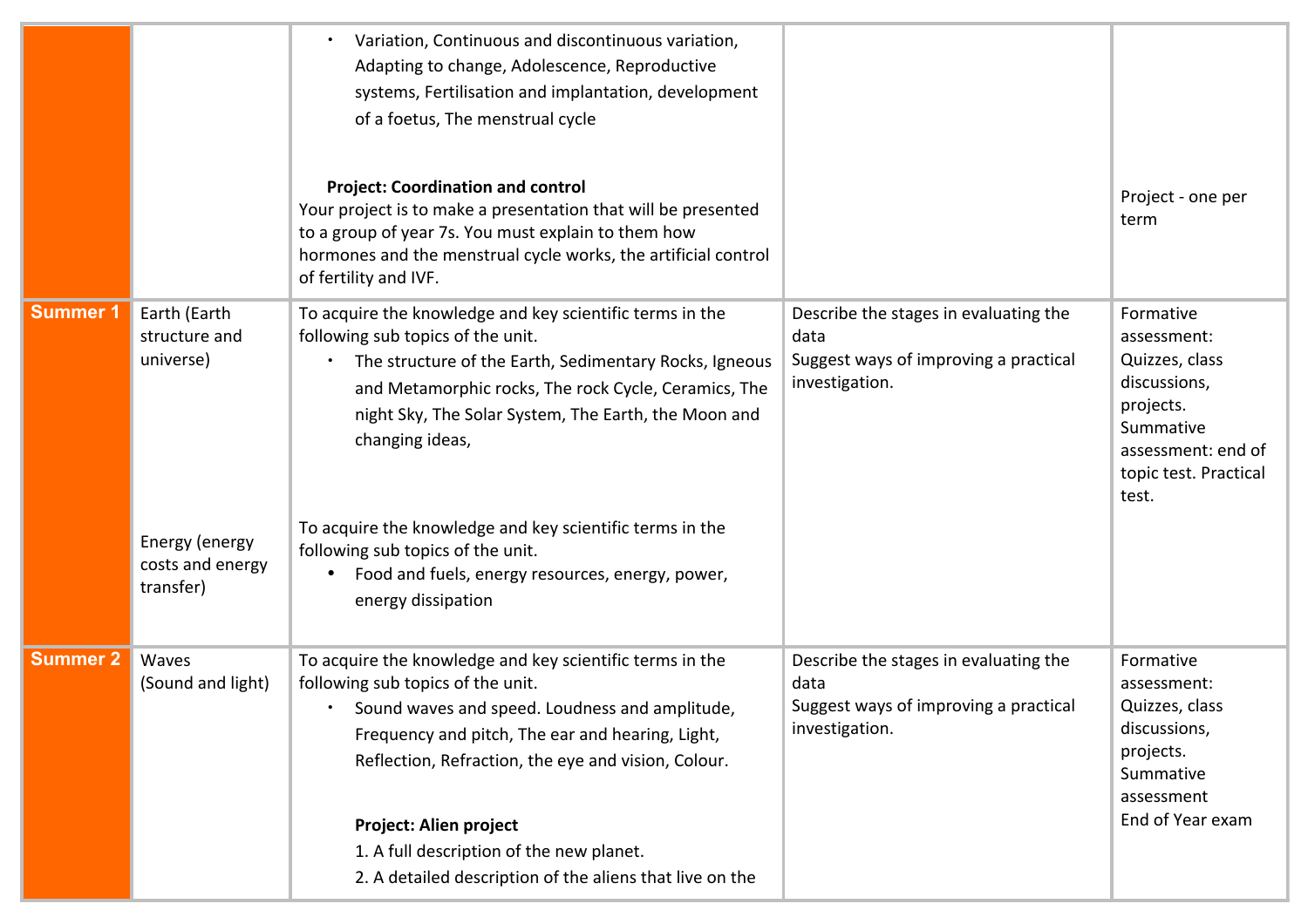| | | | | |
|---|---|---|---|---|
| | | • Variation, Continuous and discontinuous variation, Adapting to change, Adolescence, Reproductive systems, Fertilisation and implantation, development of a foetus, The menstrual cycle<br><br>**Project: Coordination and control**<br>Your project is to make a presentation that will be presented to a group of year 7s. You must explain to them how hormones and the menstrual cycle works, the artificial control of fertility and IVF. | | Project - one per term |
| **Summer 1** | Earth (Earth structure and universe)<br><br>Energy (energy costs and energy transfer) | To acquire the knowledge and key scientific terms in the following sub topics of the unit.<br>• The structure of the Earth, Sedimentary Rocks, Igneous and Metamorphic rocks, The rock Cycle, Ceramics, The night Sky, The Solar System, The Earth, the Moon and changing ideas,<br><br>To acquire the knowledge and key scientific terms in the following sub topics of the unit.<br>• Food and fuels, energy resources, energy, power, energy dissipation | Describe the stages in evaluating the data<br>Suggest ways of improving a practical investigation. | Formative assessment: Quizzes, class discussions, projects.<br>Summative assessment: end of topic test. Practical test. |
| **Summer 2** | Waves<br>(Sound and light) | To acquire the knowledge and key scientific terms in the following sub topics of the unit.<br>• Sound waves and speed. Loudness and amplitude, Frequency and pitch, The ear and hearing, Light, Reflection, Refraction, the eye and vision, Colour.<br><br>**Project: Alien project**<br>1. A full description of the new planet.<br>2. A detailed description of the aliens that live on the | Describe the stages in evaluating the data<br>Suggest ways of improving a practical investigation. | Formative assessment: Quizzes, class discussions, projects.<br>Summative assessment<br>End of Year exam |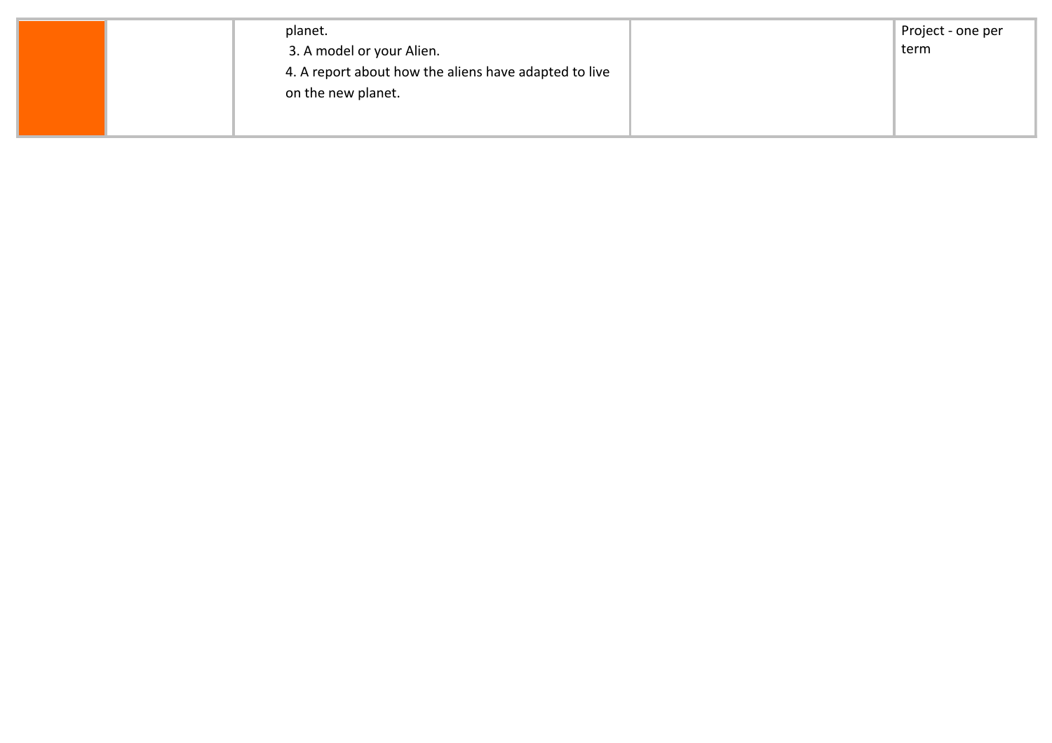| | | | | |
|---|---|---|---|---|
| | | planet.<br>3. A model or your Alien.<br>4. A report about how the aliens have adapted to live on the new planet. | | Project - one per term |